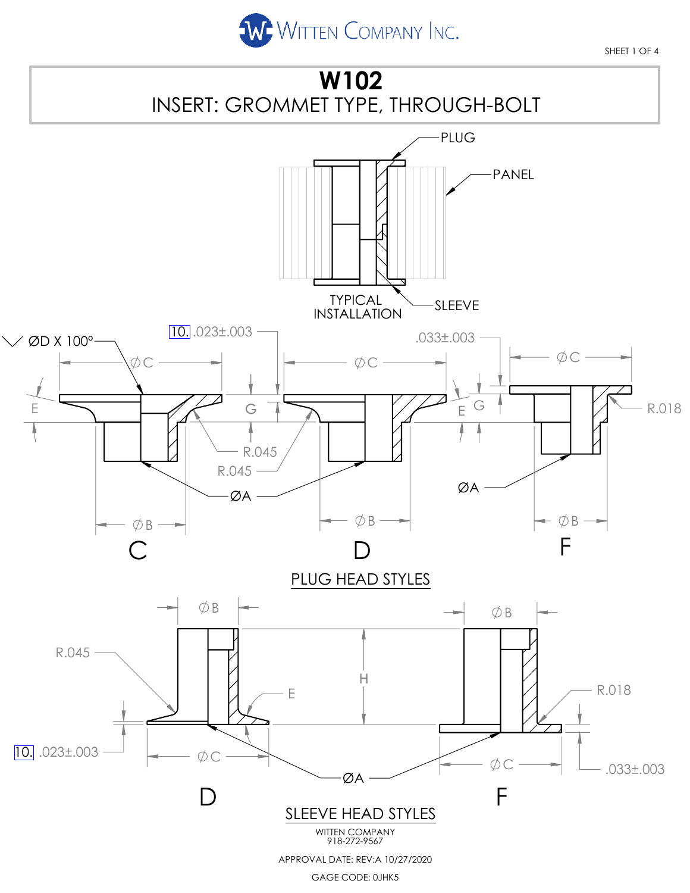# W102

## INSERT: GROMMET TYPE, THROUGH-BOLT

PLUG

PANEL

TYPICAL INSTALLATION

SLEEVE

ØD X 100°

10. .023±.003

ØC

E

G

R.045

R.045

ØA

ØB

C

.033±.003

ØC

E

G

ØB

D

ØC

R.018

ØA

ØB

F

## PLUG HEAD STYLES

ØB

ØB

R.045

H

E

R.018

10. .023±.003

ØC

ØA

ØC

.033±.003

D

F

## SLEEVE HEAD STYLES

WITTEN COMPANY
918-272-9567

APPROVAL DATE: REV:A 10/27/2020

GAGE CODE: 0JHK5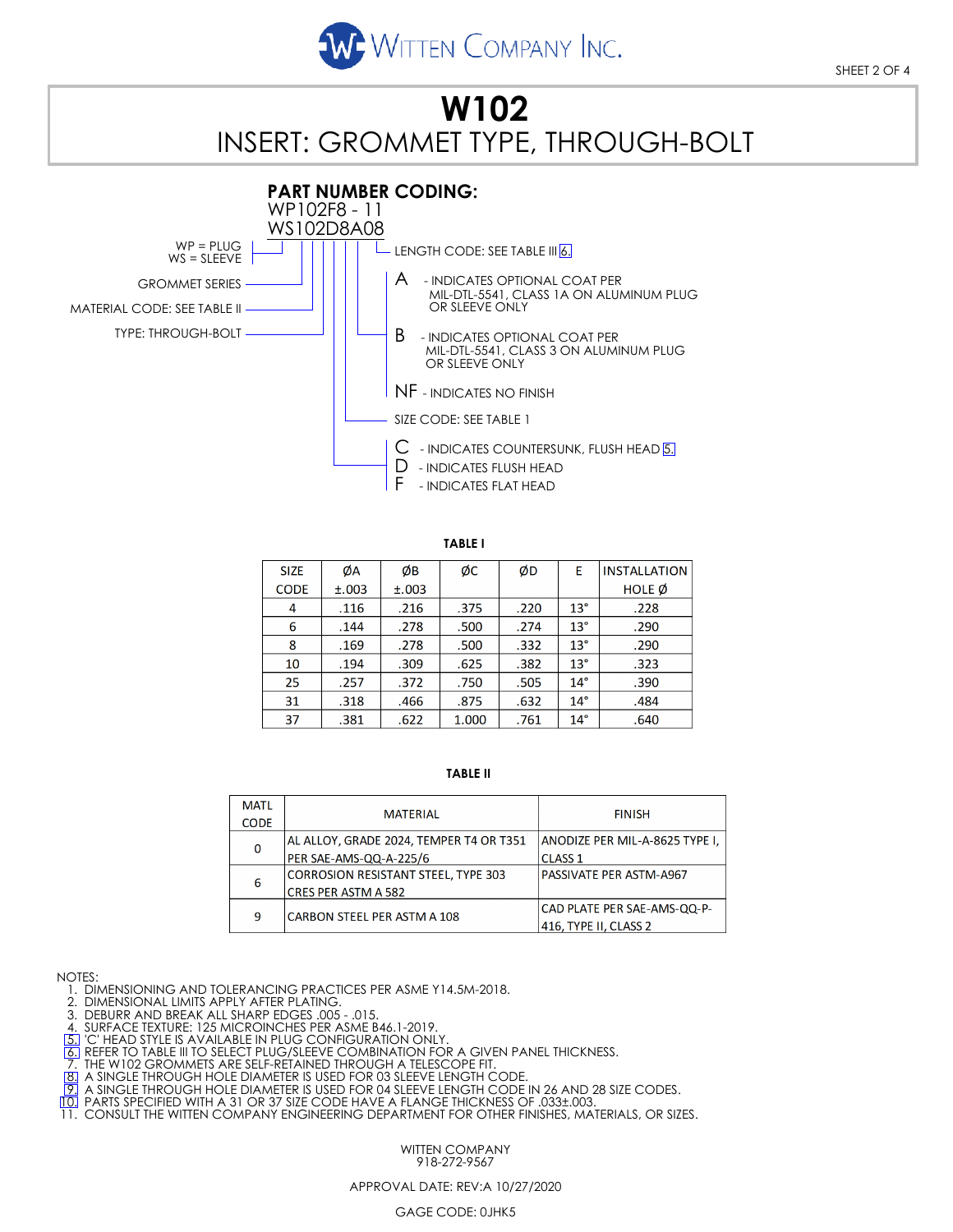WITTEN COMPANY INC.

# W102

## INSERT: GROMMET TYPE, THROUGH-BOLT

### PART NUMBER CODING:

WP102F8 - 11
WS102D8A08

- WP = PLUG, WS = SLEEVE
- GROMMET SERIES
- MATERIAL CODE: SEE TABLE II
- TYPE: THROUGH-BOLT
- C - INDICATES COUNTERSUNK, FLUSH HEAD [5]
- D - INDICATES FLUSH HEAD
- F - INDICATES FLAT HEAD
- SIZE CODE: SEE TABLE 1
- A - INDICATES OPTIONAL COAT PER MIL-DTL-5541, CLASS 1A ON ALUMINUM PLUG OR SLEEVE ONLY
- B - INDICATES OPTIONAL COAT PER MIL-DTL-5541, CLASS 3 ON ALUMINUM PLUG OR SLEEVE ONLY
- NF - INDICATES NO FINISH
- LENGTH CODE: SEE TABLE III [6]

**TABLE I**

| SIZE CODE | ØA ±.003 | ØB ±.003 | ØC | ØD | E | INSTALLATION HOLE Ø |
|---|---|---|---|---|---|---|
| 4 | .116 | .216 | .375 | .220 | 13° | .228 |
| 6 | .144 | .278 | .500 | .274 | 13° | .290 |
| 8 | .169 | .278 | .500 | .332 | 13° | .290 |
| 10 | .194 | .309 | .625 | .382 | 13° | .323 |
| 25 | .257 | .372 | .750 | .505 | 14° | .390 |
| 31 | .318 | .466 | .875 | .632 | 14° | .484 |
| 37 | .381 | .622 | 1.000 | .761 | 14° | .640 |

**TABLE II**

| MATL CODE | MATERIAL | FINISH |
|---|---|---|
| 0 | AL ALLOY, GRADE 2024, TEMPER T4 OR T351 PER SAE-AMS-QQ-A-225/6 | ANODIZE PER MIL-A-8625 TYPE I, CLASS 1 |
| 6 | CORROSION RESISTANT STEEL, TYPE 303 CRES PER ASTM A 582 | PASSIVATE PER ASTM-A967 |
| 9 | CARBON STEEL PER ASTM A 108 | CAD PLATE PER SAE-AMS-QQ-P-416, TYPE II, CLASS 2 |

NOTES:

1. DIMENSIONING AND TOLERANCING PRACTICES PER ASME Y14.5M-2018.
2. DIMENSIONAL LIMITS APPLY AFTER PLATING.
3. DEBURR AND BREAK ALL SHARP EDGES .005 - .015.
4. SURFACE TEXTURE: 125 MICROINCHES PER ASME B46.1-2019.
5. 'C' HEAD STYLE IS AVAILABLE IN PLUG CONFIGURATION ONLY.
6. REFER TO TABLE III TO SELECT PLUG/SLEEVE COMBINATION FOR A GIVEN PANEL THICKNESS.
7. THE W102 GROMMETS ARE SELF-RETAINED THROUGH A TELESCOPE FIT.
8. A SINGLE THROUGH HOLE DIAMETER IS USED FOR 03 SLEEVE LENGTH CODE.
9. A SINGLE THROUGH HOLE DIAMETER IS USED FOR 04 SLEEVE LENGTH CODE IN 26 AND 28 SIZE CODES.
10. PARTS SPECIFIED WITH A 31 OR 37 SIZE CODE HAVE A FLANGE THICKNESS OF .033±.003.
11. CONSULT THE WITTEN COMPANY ENGINEERING DEPARTMENT FOR OTHER FINISHES, MATERIALS, OR SIZES.

WITTEN COMPANY
918-272-9567

APPROVAL DATE: REV:A 10/27/2020

GAGE CODE: 0JHK5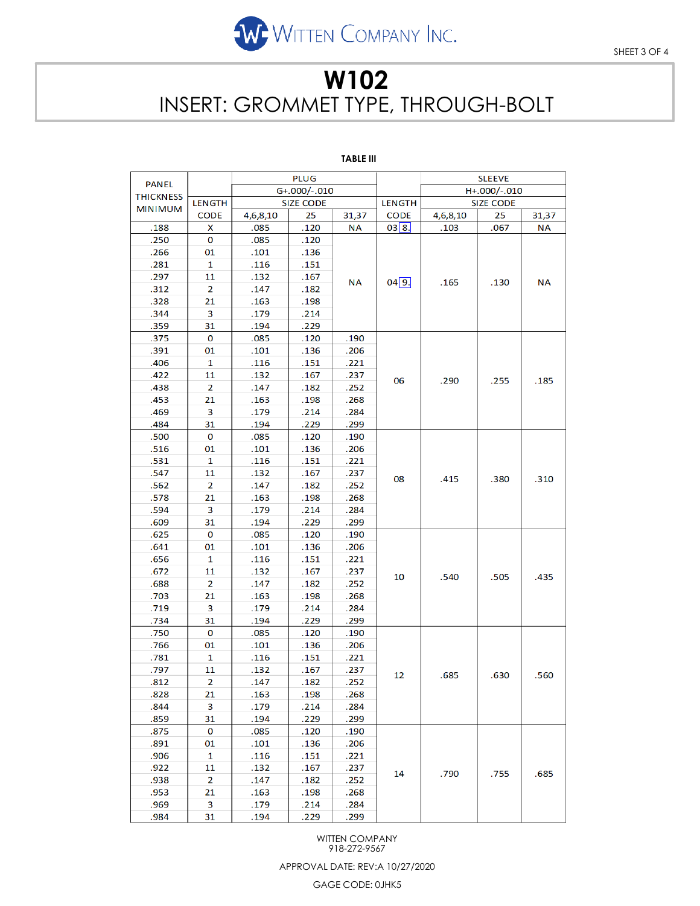# W102

## INSERT: GROMMET TYPE, THROUGH-BOLT

**TABLE III**

| PANEL THICKNESS MINIMUM | LENGTH CODE | PLUG G+.000/-.010 SIZE CODE 4,6,8,10 | 25 | 31,37 | LENGTH CODE | SLEEVE H+.000/-.010 SIZE CODE 4,6,8,10 | 25 | 31,37 |
|---|---|---|---|---|---|---|---|---|
| .188 | X | .085 | .120 | NA | 03 8. | .103 | .067 | NA |
| .250 | 0 | .085 | .120 | NA | 04 9. | .165 | .130 | NA |
| .266 | 01 | .101 | .136 | | | | | |
| .281 | 1 | .116 | .151 | | | | | |
| .297 | 11 | .132 | .167 | | | | | |
| .312 | 2 | .147 | .182 | | | | | |
| .328 | 21 | .163 | .198 | | | | | |
| .344 | 3 | .179 | .214 | | | | | |
| .359 | 31 | .194 | .229 | | | | | |
| .375 | 0 | .085 | .120 | .190 | 06 | .290 | .255 | .185 |
| .391 | 01 | .101 | .136 | .206 | | | | |
| .406 | 1 | .116 | .151 | .221 | | | | |
| .422 | 11 | .132 | .167 | .237 | | | | |
| .438 | 2 | .147 | .182 | .252 | | | | |
| .453 | 21 | .163 | .198 | .268 | | | | |
| .469 | 3 | .179 | .214 | .284 | | | | |
| .484 | 31 | .194 | .229 | .299 | | | | |
| .500 | 0 | .085 | .120 | .190 | 08 | .415 | .380 | .310 |
| .516 | 01 | .101 | .136 | .206 | | | | |
| .531 | 1 | .116 | .151 | .221 | | | | |
| .547 | 11 | .132 | .167 | .237 | | | | |
| .562 | 2 | .147 | .182 | .252 | | | | |
| .578 | 21 | .163 | .198 | .268 | | | | |
| .594 | 3 | .179 | .214 | .284 | | | | |
| .609 | 31 | .194 | .229 | .299 | | | | |
| .625 | 0 | .085 | .120 | .190 | 10 | .540 | .505 | .435 |
| .641 | 01 | .101 | .136 | .206 | | | | |
| .656 | 1 | .116 | .151 | .221 | | | | |
| .672 | 11 | .132 | .167 | .237 | | | | |
| .688 | 2 | .147 | .182 | .252 | | | | |
| .703 | 21 | .163 | .198 | .268 | | | | |
| .719 | 3 | .179 | .214 | .284 | | | | |
| .734 | 31 | .194 | .229 | .299 | | | | |
| .750 | 0 | .085 | .120 | .190 | 12 | .685 | .630 | .560 |
| .766 | 01 | .101 | .136 | .206 | | | | |
| .781 | 1 | .116 | .151 | .221 | | | | |
| .797 | 11 | .132 | .167 | .237 | | | | |
| .812 | 2 | .147 | .182 | .252 | | | | |
| .828 | 21 | .163 | .198 | .268 | | | | |
| .844 | 3 | .179 | .214 | .284 | | | | |
| .859 | 31 | .194 | .229 | .299 | | | | |
| .875 | 0 | .085 | .120 | .190 | 14 | .790 | .755 | .685 |
| .891 | 01 | .101 | .136 | .206 | | | | |
| .906 | 1 | .116 | .151 | .221 | | | | |
| .922 | 11 | .132 | .167 | .237 | | | | |
| .938 | 2 | .147 | .182 | .252 | | | | |
| .953 | 21 | .163 | .198 | .268 | | | | |
| .969 | 3 | .179 | .214 | .284 | | | | |
| .984 | 31 | .194 | .229 | .299 | | | | |

WITTEN COMPANY
918-272-9567

APPROVAL DATE: REV:A 10/27/2020

GAGE CODE: 0JHK5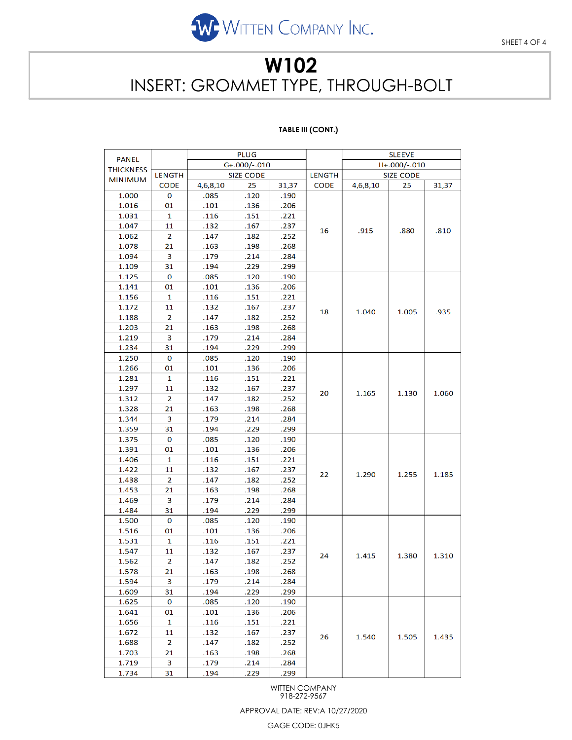WITTEN COMPANY INC.

# W102

## INSERT: GROMMET TYPE, THROUGH-BOLT

**TABLE III (CONT.)**

| PANEL THICKNESS MINIMUM | LENGTH CODE | PLUG G+.000/-.010 SIZE CODE | | | LENGTH CODE | SLEEVE H+.000/-.010 SIZE CODE | | |
|---|---|---|---|---|---|---|---|---|
| | | 4,6,8,10 | 25 | 31,37 | | 4,6,8,10 | 25 | 31,37 |
| 1.000 | 0 | .085 | .120 | .190 | 16 | .915 | .880 | .810 |
| 1.016 | 01 | .101 | .136 | .206 | | | | |
| 1.031 | 1 | .116 | .151 | .221 | | | | |
| 1.047 | 11 | .132 | .167 | .237 | | | | |
| 1.062 | 2 | .147 | .182 | .252 | | | | |
| 1.078 | 21 | .163 | .198 | .268 | | | | |
| 1.094 | 3 | .179 | .214 | .284 | | | | |
| 1.109 | 31 | .194 | .229 | .299 | | | | |
| 1.125 | 0 | .085 | .120 | .190 | 18 | 1.040 | 1.005 | .935 |
| 1.141 | 01 | .101 | .136 | .206 | | | | |
| 1.156 | 1 | .116 | .151 | .221 | | | | |
| 1.172 | 11 | .132 | .167 | .237 | | | | |
| 1.188 | 2 | .147 | .182 | .252 | | | | |
| 1.203 | 21 | .163 | .198 | .268 | | | | |
| 1.219 | 3 | .179 | .214 | .284 | | | | |
| 1.234 | 31 | .194 | .229 | .299 | | | | |
| 1.250 | 0 | .085 | .120 | .190 | 20 | 1.165 | 1.130 | 1.060 |
| 1.266 | 01 | .101 | .136 | .206 | | | | |
| 1.281 | 1 | .116 | .151 | .221 | | | | |
| 1.297 | 11 | .132 | .167 | .237 | | | | |
| 1.312 | 2 | .147 | .182 | .252 | | | | |
| 1.328 | 21 | .163 | .198 | .268 | | | | |
| 1.344 | 3 | .179 | .214 | .284 | | | | |
| 1.359 | 31 | .194 | .229 | .299 | | | | |
| 1.375 | 0 | .085 | .120 | .190 | 22 | 1.290 | 1.255 | 1.185 |
| 1.391 | 01 | .101 | .136 | .206 | | | | |
| 1.406 | 1 | .116 | .151 | .221 | | | | |
| 1.422 | 11 | .132 | .167 | .237 | | | | |
| 1.438 | 2 | .147 | .182 | .252 | | | | |
| 1.453 | 21 | .163 | .198 | .268 | | | | |
| 1.469 | 3 | .179 | .214 | .284 | | | | |
| 1.484 | 31 | .194 | .229 | .299 | | | | |
| 1.500 | 0 | .085 | .120 | .190 | 24 | 1.415 | 1.380 | 1.310 |
| 1.516 | 01 | .101 | .136 | .206 | | | | |
| 1.531 | 1 | .116 | .151 | .221 | | | | |
| 1.547 | 11 | .132 | .167 | .237 | | | | |
| 1.562 | 2 | .147 | .182 | .252 | | | | |
| 1.578 | 21 | .163 | .198 | .268 | | | | |
| 1.594 | 3 | .179 | .214 | .284 | | | | |
| 1.609 | 31 | .194 | .229 | .299 | | | | |
| 1.625 | 0 | .085 | .120 | .190 | 26 | 1.540 | 1.505 | 1.435 |
| 1.641 | 01 | .101 | .136 | .206 | | | | |
| 1.656 | 1 | .116 | .151 | .221 | | | | |
| 1.672 | 11 | .132 | .167 | .237 | | | | |
| 1.688 | 2 | .147 | .182 | .252 | | | | |
| 1.703 | 21 | .163 | .198 | .268 | | | | |
| 1.719 | 3 | .179 | .214 | .284 | | | | |
| 1.734 | 31 | .194 | .229 | .299 | | | | |

WITTEN COMPANY
918-272-9567

APPROVAL DATE: REV:A 10/27/2020

GAGE CODE: 0JHK5